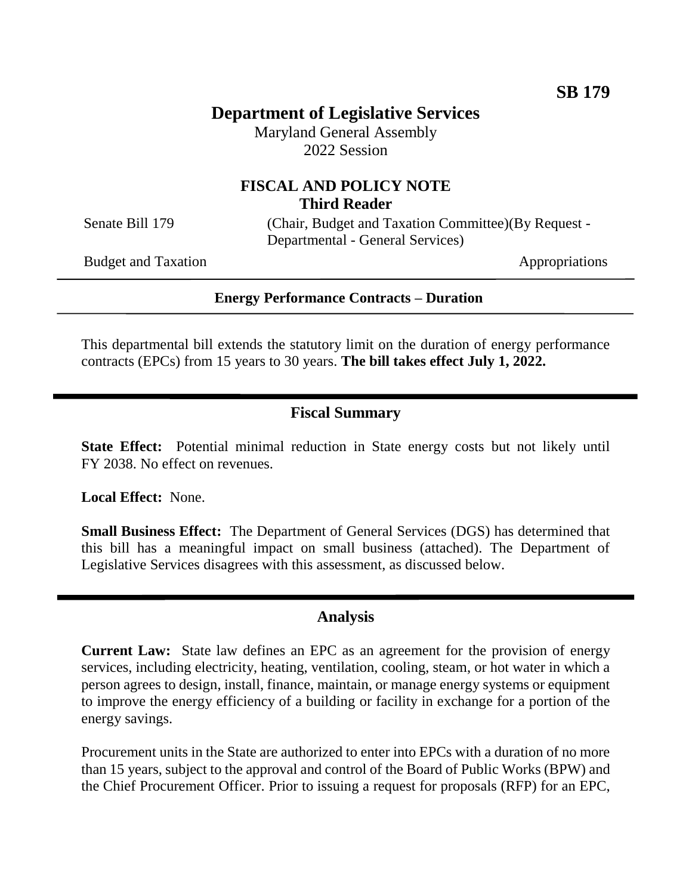**SB 179**

# Department of Legislative Services

Maryland General Assembly
2022 Session

## FISCAL AND POLICY NOTE
### Third Reader

Senate Bill 179 (Chair, Budget and Taxation Committee)(By Request - Departmental - General Services)

Budget and Taxation Appropriations

---

**Energy Performance Contracts – Duration**

---

This departmental bill extends the statutory limit on the duration of energy performance contracts (EPCs) from 15 years to 30 years. **The bill takes effect July 1, 2022.**

## Fiscal Summary

**State Effect:** Potential minimal reduction in State energy costs but not likely until FY 2038. No effect on revenues.

**Local Effect:** None.

**Small Business Effect:** The Department of General Services (DGS) has determined that this bill has a meaningful impact on small business (attached). The Department of Legislative Services disagrees with this assessment, as discussed below.

## Analysis

**Current Law:** State law defines an EPC as an agreement for the provision of energy services, including electricity, heating, ventilation, cooling, steam, or hot water in which a person agrees to design, install, finance, maintain, or manage energy systems or equipment to improve the energy efficiency of a building or facility in exchange for a portion of the energy savings.

Procurement units in the State are authorized to enter into EPCs with a duration of no more than 15 years, subject to the approval and control of the Board of Public Works (BPW) and the Chief Procurement Officer. Prior to issuing a request for proposals (RFP) for an EPC,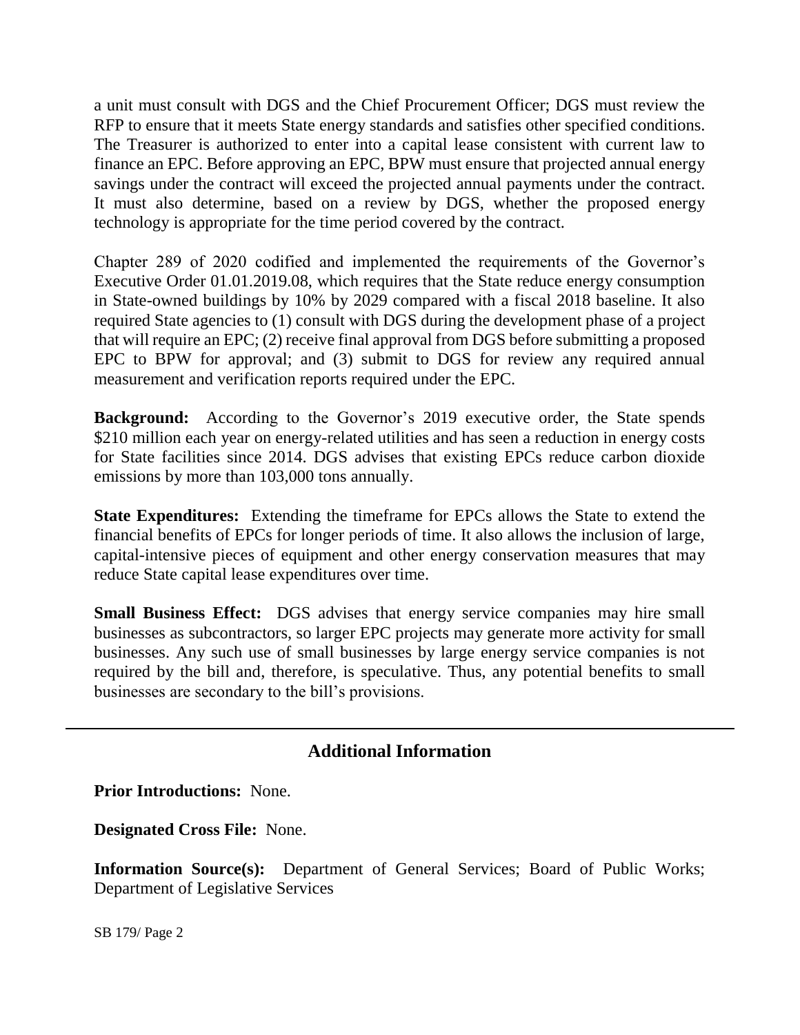a unit must consult with DGS and the Chief Procurement Officer; DGS must review the RFP to ensure that it meets State energy standards and satisfies other specified conditions. The Treasurer is authorized to enter into a capital lease consistent with current law to finance an EPC. Before approving an EPC, BPW must ensure that projected annual energy savings under the contract will exceed the projected annual payments under the contract. It must also determine, based on a review by DGS, whether the proposed energy technology is appropriate for the time period covered by the contract.

Chapter 289 of 2020 codified and implemented the requirements of the Governor's Executive Order 01.01.2019.08, which requires that the State reduce energy consumption in State-owned buildings by 10% by 2029 compared with a fiscal 2018 baseline. It also required State agencies to (1) consult with DGS during the development phase of a project that will require an EPC; (2) receive final approval from DGS before submitting a proposed EPC to BPW for approval; and (3) submit to DGS for review any required annual measurement and verification reports required under the EPC.

**Background:** According to the Governor's 2019 executive order, the State spends $210 million each year on energy-related utilities and has seen a reduction in energy costs for State facilities since 2014. DGS advises that existing EPCs reduce carbon dioxide emissions by more than 103,000 tons annually.

**State Expenditures:** Extending the timeframe for EPCs allows the State to extend the financial benefits of EPCs for longer periods of time. It also allows the inclusion of large, capital-intensive pieces of equipment and other energy conservation measures that may reduce State capital lease expenditures over time.

**Small Business Effect:** DGS advises that energy service companies may hire small businesses as subcontractors, so larger EPC projects may generate more activity for small businesses. Any such use of small businesses by large energy service companies is not required by the bill and, therefore, is speculative. Thus, any potential benefits to small businesses are secondary to the bill's provisions.

## Additional Information

**Prior Introductions:** None.

**Designated Cross File:** None.

**Information Source(s):** Department of General Services; Board of Public Works; Department of Legislative Services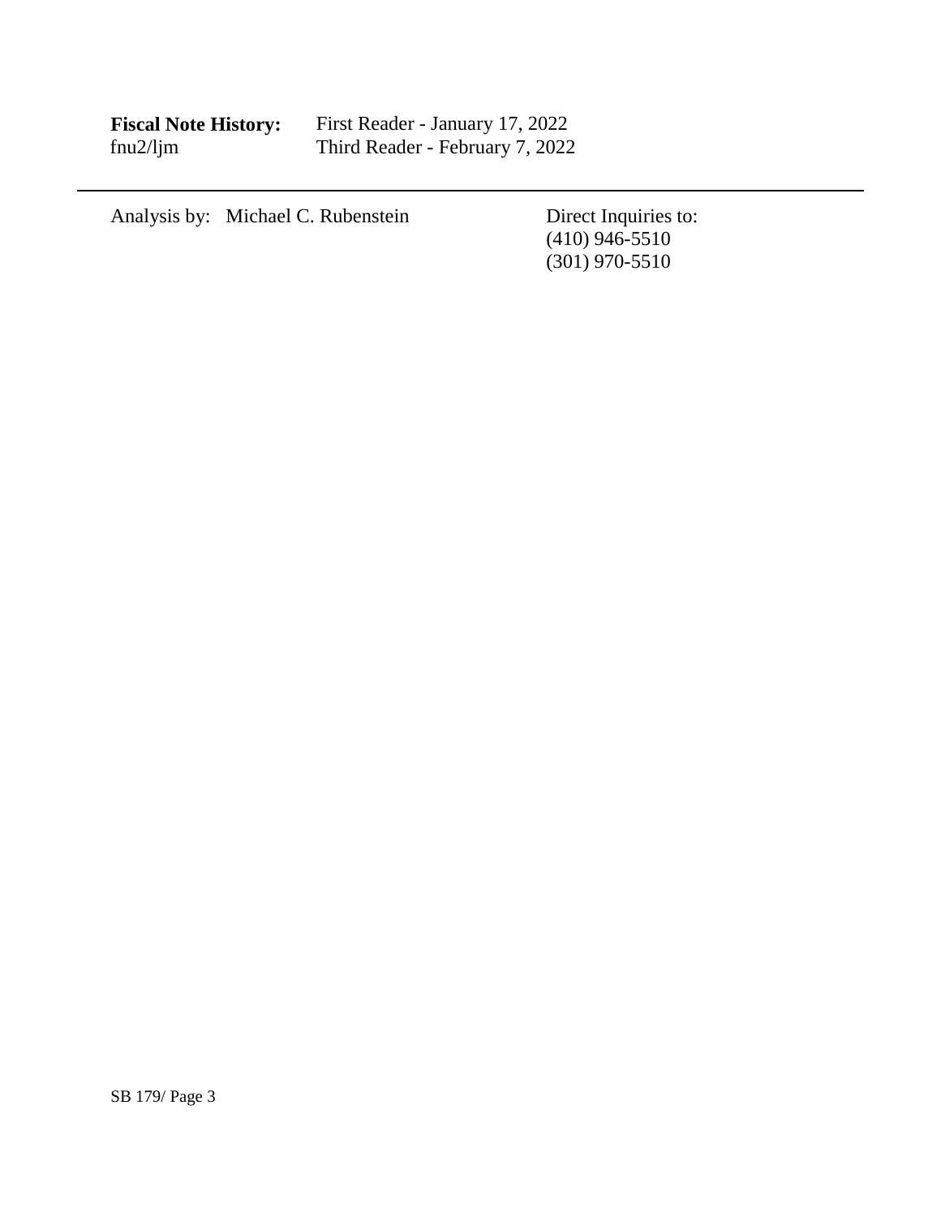**Fiscal Note History:** First Reader - January 17, 2022
fnu2/ljm Third Reader - February 7, 2022

---

Analysis by: Michael C. Rubenstein

Direct Inquiries to:
(410) 946-5510
(301) 970-5510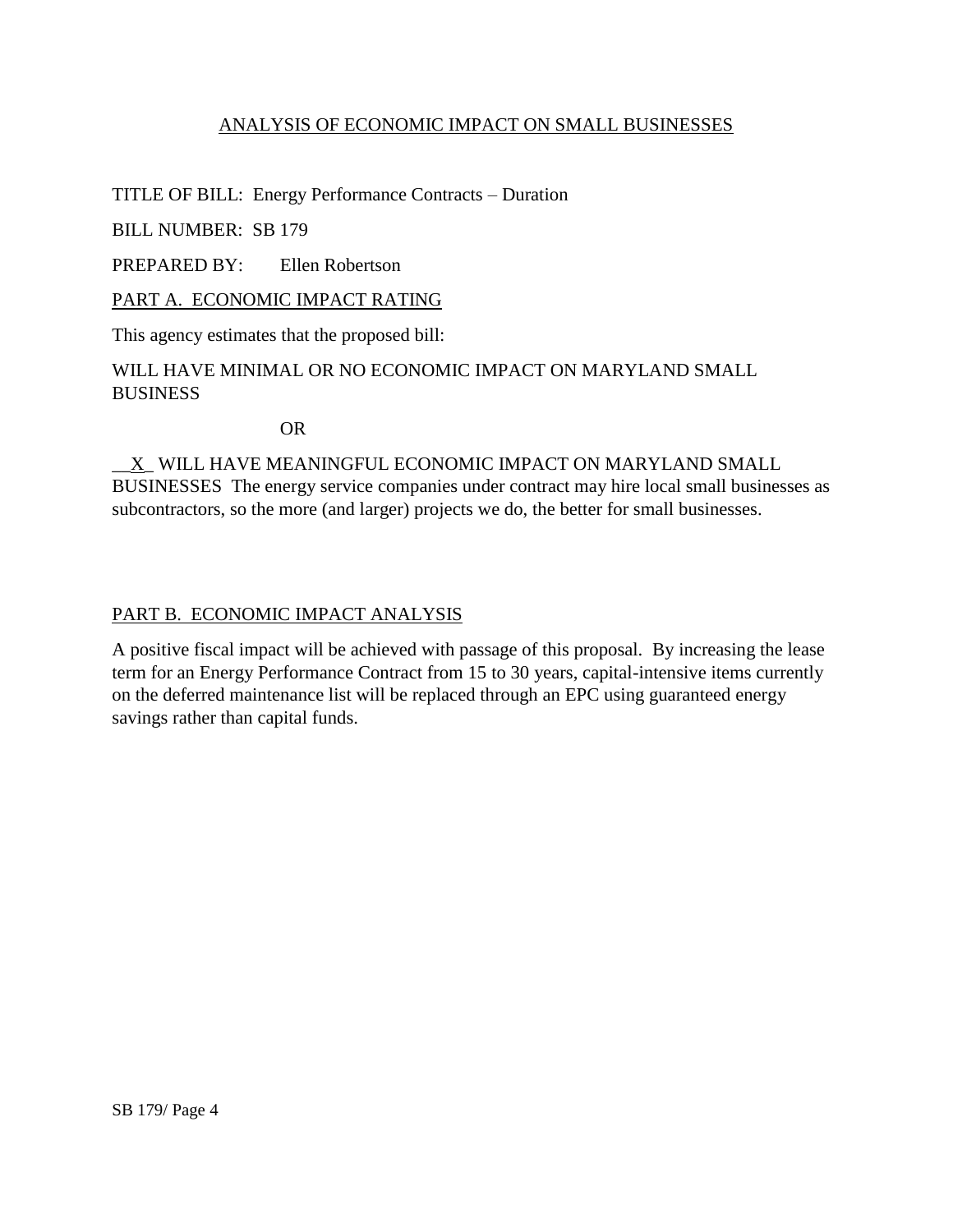ANALYSIS OF ECONOMIC IMPACT ON SMALL BUSINESSES

TITLE OF BILL: Energy Performance Contracts – Duration

BILL NUMBER: SB 179

PREPARED BY: Ellen Robertson

PART A. ECONOMIC IMPACT RATING

This agency estimates that the proposed bill:

WILL HAVE MINIMAL OR NO ECONOMIC IMPACT ON MARYLAND SMALL BUSINESS

OR

__X_ WILL HAVE MEANINGFUL ECONOMIC IMPACT ON MARYLAND SMALL BUSINESSES The energy service companies under contract may hire local small businesses as subcontractors, so the more (and larger) projects we do, the better for small businesses.

PART B. ECONOMIC IMPACT ANALYSIS

A positive fiscal impact will be achieved with passage of this proposal. By increasing the lease term for an Energy Performance Contract from 15 to 30 years, capital-intensive items currently on the deferred maintenance list will be replaced through an EPC using guaranteed energy savings rather than capital funds.